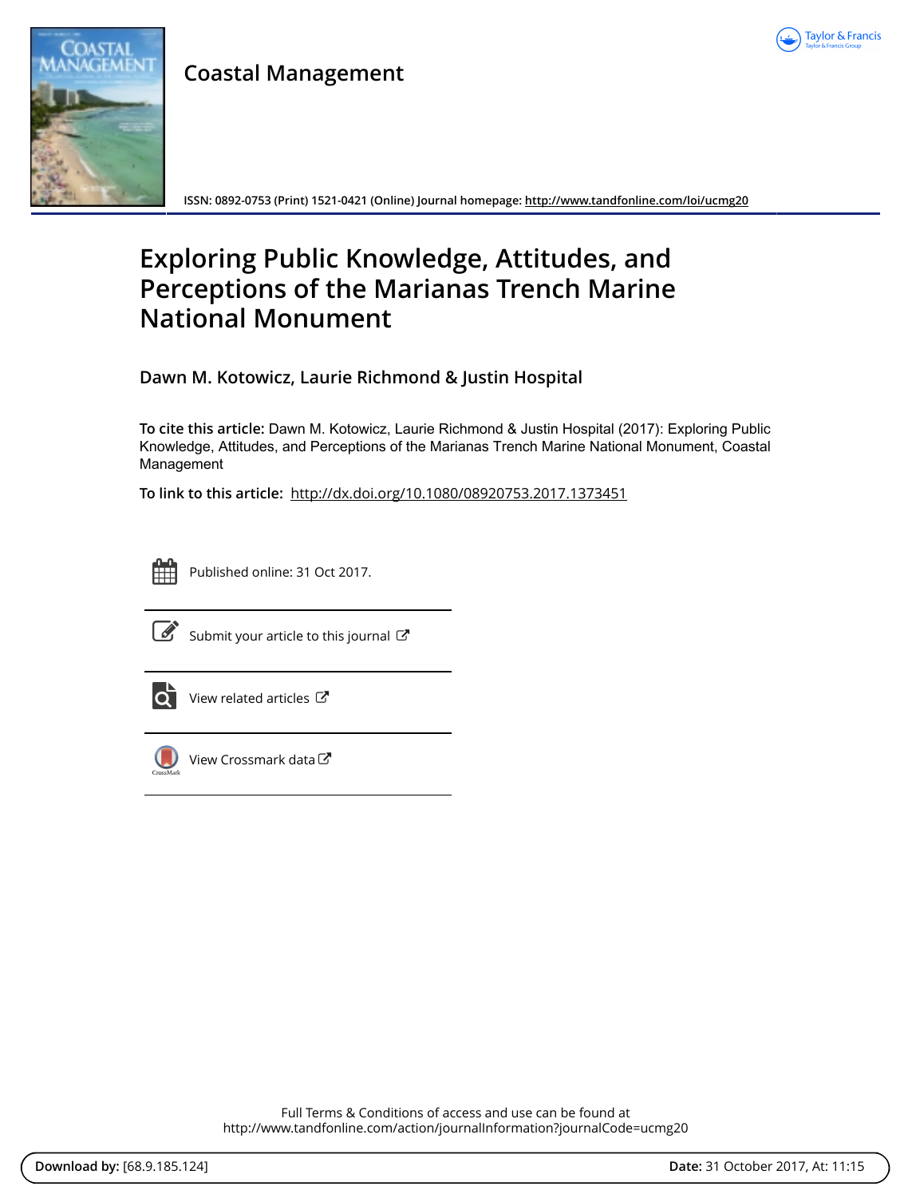# Coastal Management

ISSN: 0892-0753 (Print) 1521-0421 (Online) Journal homepage: http://www.tandfonline.com/loi/ucmg20

# Exploring Public Knowledge, Attitudes, and Perceptions of the Marianas Trench Marine National Monument

**Dawn M. Kotowicz, Laurie Richmond & Justin Hospital**

**To cite this article:** Dawn M. Kotowicz, Laurie Richmond & Justin Hospital (2017): Exploring Public Knowledge, Attitudes, and Perceptions of the Marianas Trench Marine National Monument, Coastal Management

**To link to this article:** http://dx.doi.org/10.1080/08920753.2017.1373451

Published online: 31 Oct 2017.

Submit your article to this journal

View related articles

View Crossmark data

Full Terms & Conditions of access and use can be found at http://www.tandfonline.com/action/journalInformation?journalCode=ucmg20

**Download by:** [68.9.185.124] **Date:** 31 October 2017, At: 11:15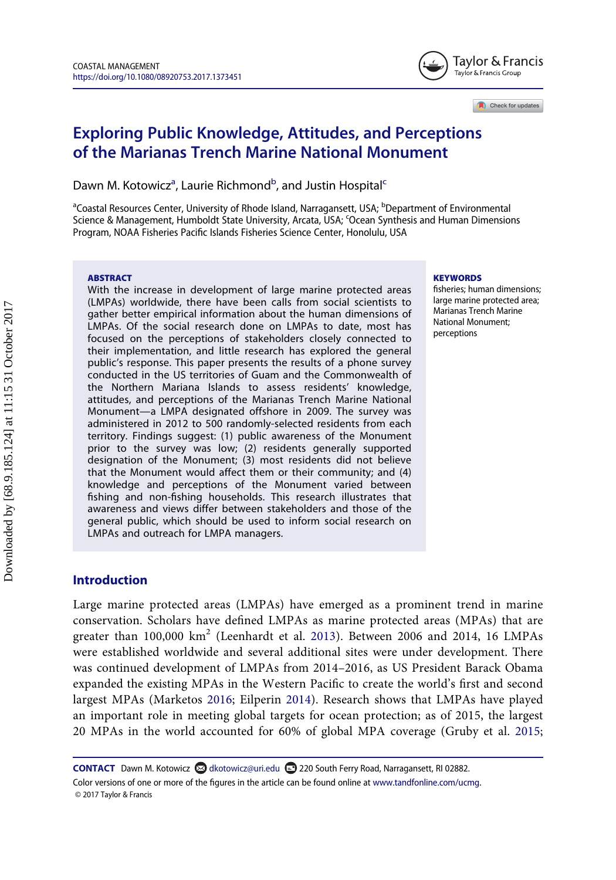# Exploring Public Knowledge, Attitudes, and Perceptions of the Marianas Trench Marine National Monument

Dawn M. Kotowicz[a], Laurie Richmond[b], and Justin Hospital[c]

[a]Coastal Resources Center, University of Rhode Island, Narragansett, USA; [b]Department of Environmental Science & Management, Humboldt State University, Arcata, USA; [c]Ocean Synthesis and Human Dimensions Program, NOAA Fisheries Pacific Islands Fisheries Science Center, Honolulu, USA

**ABSTRACT**

With the increase in development of large marine protected areas (LMPAs) worldwide, there have been calls from social scientists to gather better empirical information about the human dimensions of LMPAs. Of the social research done on LMPAs to date, most has focused on the perceptions of stakeholders closely connected to their implementation, and little research has explored the general public's response. This paper presents the results of a phone survey conducted in the US territories of Guam and the Commonwealth of the Northern Mariana Islands to assess residents' knowledge, attitudes, and perceptions of the Marianas Trench Marine National Monument—a LMPA designated offshore in 2009. The survey was administered in 2012 to 500 randomly-selected residents from each territory. Findings suggest: (1) public awareness of the Monument prior to the survey was low; (2) residents generally supported designation of the Monument; (3) most residents did not believe that the Monument would affect them or their community; and (4) knowledge and perceptions of the Monument varied between fishing and non-fishing households. This research illustrates that awareness and views differ between stakeholders and those of the general public, which should be used to inform social research on LMPAs and outreach for LMPA managers.

**KEYWORDS**

fisheries; human dimensions; large marine protected area; Marianas Trench Marine National Monument; perceptions

## Introduction

Large marine protected areas (LMPAs) have emerged as a prominent trend in marine conservation. Scholars have defined LMPAs as marine protected areas (MPAs) that are greater than 100,000 km$^2$ (Leenhardt et al. 2013). Between 2006 and 2014, 16 LMPAs were established worldwide and several additional sites were under development. There was continued development of LMPAs from 2014–2016, as US President Barack Obama expanded the existing MPAs in the Western Pacific to create the world's first and second largest MPAs (Marketos 2016; Eilperin 2014). Research shows that LMPAs have played an important role in meeting global targets for ocean protection; as of 2015, the largest 20 MPAs in the world accounted for 60% of global MPA coverage (Gruby et al. 2015;

**CONTACT** Dawn M. Kotowicz dkotowicz@uri.edu 220 South Ferry Road, Narragansett, RI 02882.

Color versions of one or more of the figures in the article can be found online at www.tandfonline.com/ucmg.

© 2017 Taylor & Francis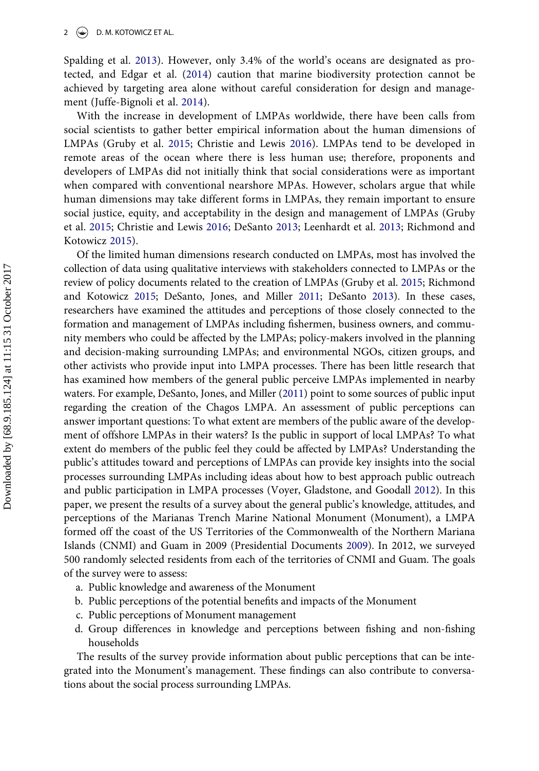Spalding et al. 2013). However, only 3.4% of the world's oceans are designated as protected, and Edgar et al. (2014) caution that marine biodiversity protection cannot be achieved by targeting area alone without careful consideration for design and management (Juffe-Bignoli et al. 2014).

With the increase in development of LMPAs worldwide, there have been calls from social scientists to gather better empirical information about the human dimensions of LMPAs (Gruby et al. 2015; Christie and Lewis 2016). LMPAs tend to be developed in remote areas of the ocean where there is less human use; therefore, proponents and developers of LMPAs did not initially think that social considerations were as important when compared with conventional nearshore MPAs. However, scholars argue that while human dimensions may take different forms in LMPAs, they remain important to ensure social justice, equity, and acceptability in the design and management of LMPAs (Gruby et al. 2015; Christie and Lewis 2016; DeSanto 2013; Leenhardt et al. 2013; Richmond and Kotowicz 2015).

Of the limited human dimensions research conducted on LMPAs, most has involved the collection of data using qualitative interviews with stakeholders connected to LMPAs or the review of policy documents related to the creation of LMPAs (Gruby et al. 2015; Richmond and Kotowicz 2015; DeSanto, Jones, and Miller 2011; DeSanto 2013). In these cases, researchers have examined the attitudes and perceptions of those closely connected to the formation and management of LMPAs including fishermen, business owners, and community members who could be affected by the LMPAs; policy-makers involved in the planning and decision-making surrounding LMPAs; and environmental NGOs, citizen groups, and other activists who provide input into LMPA processes. There has been little research that has examined how members of the general public perceive LMPAs implemented in nearby waters. For example, DeSanto, Jones, and Miller (2011) point to some sources of public input regarding the creation of the Chagos LMPA. An assessment of public perceptions can answer important questions: To what extent are members of the public aware of the development of offshore LMPAs in their waters? Is the public in support of local LMPAs? To what extent do members of the public feel they could be affected by LMPAs? Understanding the public's attitudes toward and perceptions of LMPAs can provide key insights into the social processes surrounding LMPAs including ideas about how to best approach public outreach and public participation in LMPA processes (Voyer, Gladstone, and Goodall 2012). In this paper, we present the results of a survey about the general public's knowledge, attitudes, and perceptions of the Marianas Trench Marine National Monument (Monument), a LMPA formed off the coast of the US Territories of the Commonwealth of the Northern Mariana Islands (CNMI) and Guam in 2009 (Presidential Documents 2009). In 2012, we surveyed 500 randomly selected residents from each of the territories of CNMI and Guam. The goals of the survey were to assess:

a. Public knowledge and awareness of the Monument
b. Public perceptions of the potential benefits and impacts of the Monument
c. Public perceptions of Monument management
d. Group differences in knowledge and perceptions between fishing and non-fishing households

The results of the survey provide information about public perceptions that can be integrated into the Monument's management. These findings can also contribute to conversations about the social process surrounding LMPAs.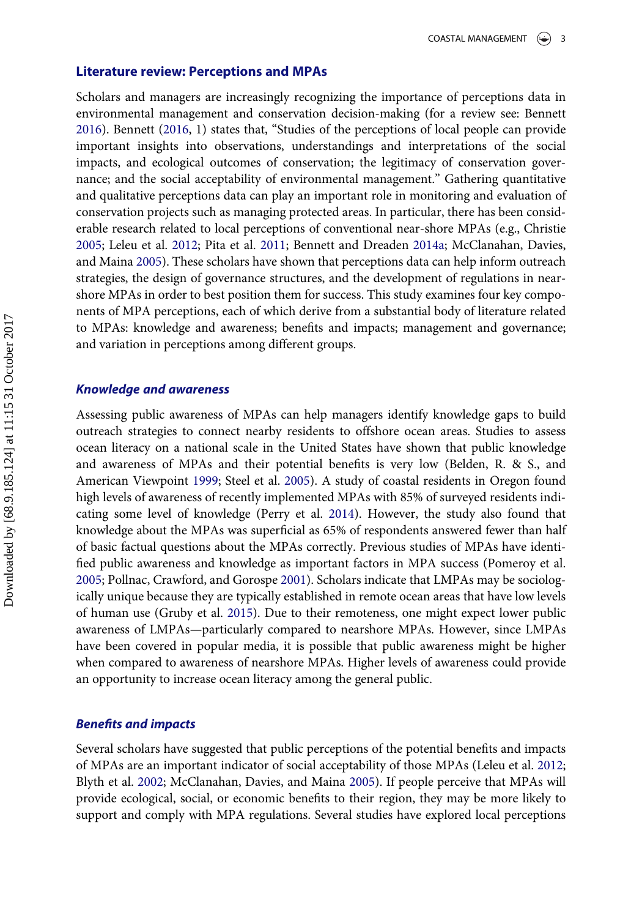## Literature review: Perceptions and MPAs

Scholars and managers are increasingly recognizing the importance of perceptions data in environmental management and conservation decision-making (for a review see: Bennett 2016). Bennett (2016, 1) states that, "Studies of the perceptions of local people can provide important insights into observations, understandings and interpretations of the social impacts, and ecological outcomes of conservation; the legitimacy of conservation governance; and the social acceptability of environmental management." Gathering quantitative and qualitative perceptions data can play an important role in monitoring and evaluation of conservation projects such as managing protected areas. In particular, there has been considerable research related to local perceptions of conventional near-shore MPAs (e.g., Christie 2005; Leleu et al. 2012; Pita et al. 2011; Bennett and Dreaden 2014a; McClanahan, Davies, and Maina 2005). These scholars have shown that perceptions data can help inform outreach strategies, the design of governance structures, and the development of regulations in near-shore MPAs in order to best position them for success. This study examines four key components of MPA perceptions, each of which derive from a substantial body of literature related to MPAs: knowledge and awareness; benefits and impacts; management and governance; and variation in perceptions among different groups.

### *Knowledge and awareness*

Assessing public awareness of MPAs can help managers identify knowledge gaps to build outreach strategies to connect nearby residents to offshore ocean areas. Studies to assess ocean literacy on a national scale in the United States have shown that public knowledge and awareness of MPAs and their potential benefits is very low (Belden, R. & S., and American Viewpoint 1999; Steel et al. 2005). A study of coastal residents in Oregon found high levels of awareness of recently implemented MPAs with 85% of surveyed residents indicating some level of knowledge (Perry et al. 2014). However, the study also found that knowledge about the MPAs was superficial as 65% of respondents answered fewer than half of basic factual questions about the MPAs correctly. Previous studies of MPAs have identified public awareness and knowledge as important factors in MPA success (Pomeroy et al. 2005; Pollnac, Crawford, and Gorospe 2001). Scholars indicate that LMPAs may be sociologically unique because they are typically established in remote ocean areas that have low levels of human use (Gruby et al. 2015). Due to their remoteness, one might expect lower public awareness of LMPAs—particularly compared to nearshore MPAs. However, since LMPAs have been covered in popular media, it is possible that public awareness might be higher when compared to awareness of nearshore MPAs. Higher levels of awareness could provide an opportunity to increase ocean literacy among the general public.

### *Benefits and impacts*

Several scholars have suggested that public perceptions of the potential benefits and impacts of MPAs are an important indicator of social acceptability of those MPAs (Leleu et al. 2012; Blyth et al. 2002; McClanahan, Davies, and Maina 2005). If people perceive that MPAs will provide ecological, social, or economic benefits to their region, they may be more likely to support and comply with MPA regulations. Several studies have explored local perceptions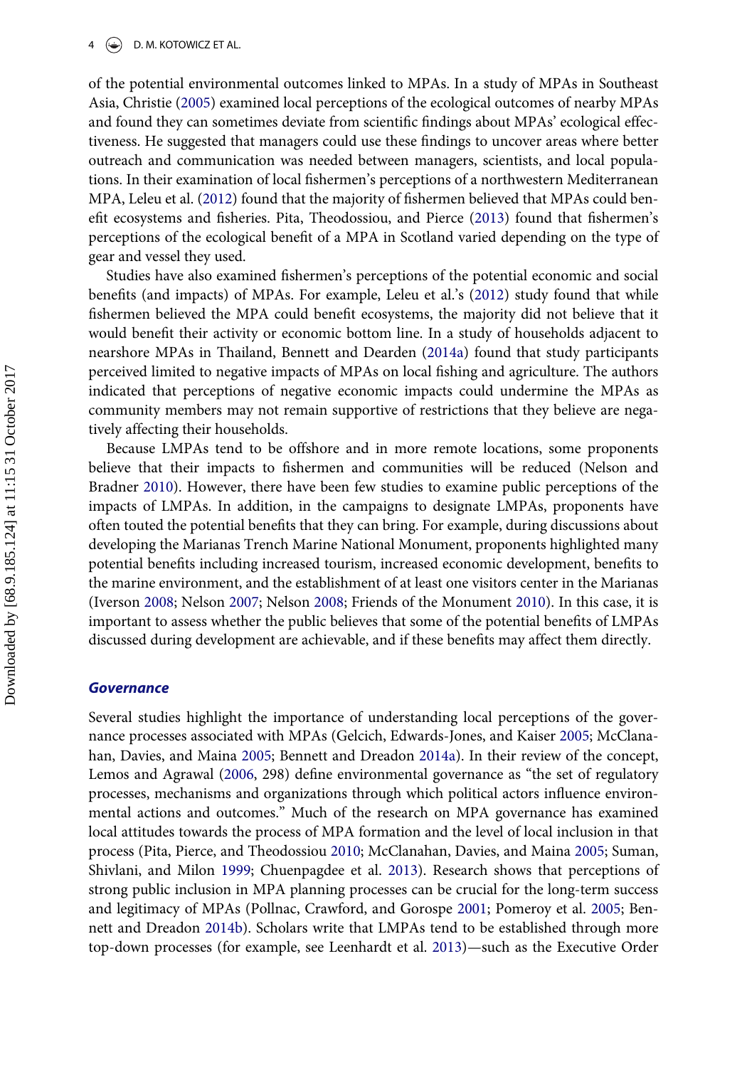of the potential environmental outcomes linked to MPAs. In a study of MPAs in Southeast Asia, Christie (2005) examined local perceptions of the ecological outcomes of nearby MPAs and found they can sometimes deviate from scientific findings about MPAs' ecological effectiveness. He suggested that managers could use these findings to uncover areas where better outreach and communication was needed between managers, scientists, and local populations. In their examination of local fishermen's perceptions of a northwestern Mediterranean MPA, Leleu et al. (2012) found that the majority of fishermen believed that MPAs could benefit ecosystems and fisheries. Pita, Theodossiou, and Pierce (2013) found that fishermen's perceptions of the ecological benefit of a MPA in Scotland varied depending on the type of gear and vessel they used.

Studies have also examined fishermen's perceptions of the potential economic and social benefits (and impacts) of MPAs. For example, Leleu et al.'s (2012) study found that while fishermen believed the MPA could benefit ecosystems, the majority did not believe that it would benefit their activity or economic bottom line. In a study of households adjacent to nearshore MPAs in Thailand, Bennett and Dearden (2014a) found that study participants perceived limited to negative impacts of MPAs on local fishing and agriculture. The authors indicated that perceptions of negative economic impacts could undermine the MPAs as community members may not remain supportive of restrictions that they believe are negatively affecting their households.

Because LMPAs tend to be offshore and in more remote locations, some proponents believe that their impacts to fishermen and communities will be reduced (Nelson and Bradner 2010). However, there have been few studies to examine public perceptions of the impacts of LMPAs. In addition, in the campaigns to designate LMPAs, proponents have often touted the potential benefits that they can bring. For example, during discussions about developing the Marianas Trench Marine National Monument, proponents highlighted many potential benefits including increased tourism, increased economic development, benefits to the marine environment, and the establishment of at least one visitors center in the Marianas (Iverson 2008; Nelson 2007; Nelson 2008; Friends of the Monument 2010). In this case, it is important to assess whether the public believes that some of the potential benefits of LMPAs discussed during development are achievable, and if these benefits may affect them directly.

### Governance

Several studies highlight the importance of understanding local perceptions of the governance processes associated with MPAs (Gelcich, Edwards-Jones, and Kaiser 2005; McClanahan, Davies, and Maina 2005; Bennett and Dreadon 2014a). In their review of the concept, Lemos and Agrawal (2006, 298) define environmental governance as "the set of regulatory processes, mechanisms and organizations through which political actors influence environmental actions and outcomes." Much of the research on MPA governance has examined local attitudes towards the process of MPA formation and the level of local inclusion in that process (Pita, Pierce, and Theodossiou 2010; McClanahan, Davies, and Maina 2005; Suman, Shivlani, and Milon 1999; Chuenpagdee et al. 2013). Research shows that perceptions of strong public inclusion in MPA planning processes can be crucial for the long-term success and legitimacy of MPAs (Pollnac, Crawford, and Gorospe 2001; Pomeroy et al. 2005; Bennett and Dreadon 2014b). Scholars write that LMPAs tend to be established through more top-down processes (for example, see Leenhardt et al. 2013)—such as the Executive Order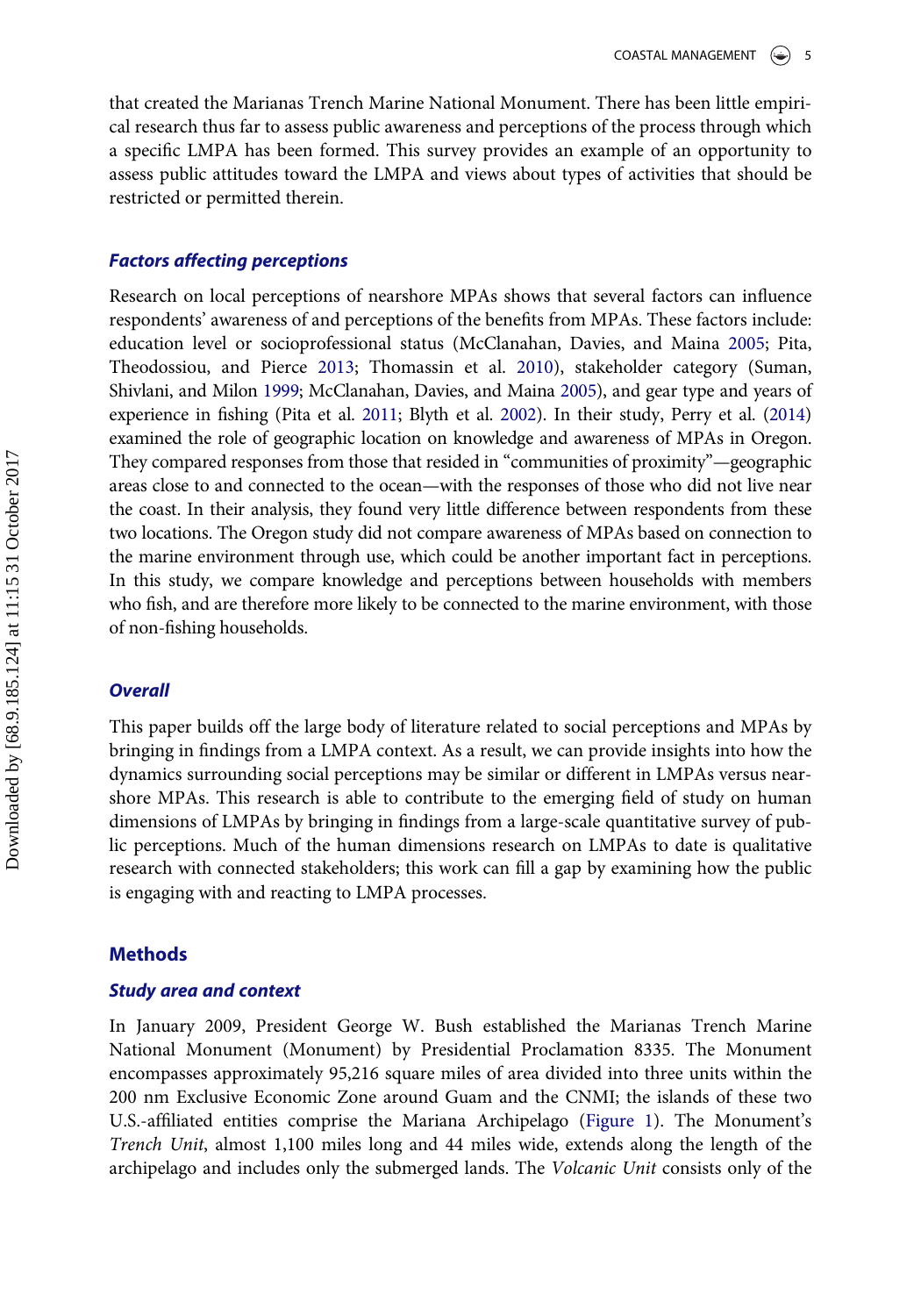that created the Marianas Trench Marine National Monument. There has been little empirical research thus far to assess public awareness and perceptions of the process through which a specific LMPA has been formed. This survey provides an example of an opportunity to assess public attitudes toward the LMPA and views about types of activities that should be restricted or permitted therein.

### *Factors affecting perceptions*

Research on local perceptions of nearshore MPAs shows that several factors can influence respondents' awareness of and perceptions of the benefits from MPAs. These factors include: education level or socioprofessional status (McClanahan, Davies, and Maina 2005; Pita, Theodossiou, and Pierce 2013; Thomassin et al. 2010), stakeholder category (Suman, Shivlani, and Milon 1999; McClanahan, Davies, and Maina 2005), and gear type and years of experience in fishing (Pita et al. 2011; Blyth et al. 2002). In their study, Perry et al. (2014) examined the role of geographic location on knowledge and awareness of MPAs in Oregon. They compared responses from those that resided in "communities of proximity"—geographic areas close to and connected to the ocean—with the responses of those who did not live near the coast. In their analysis, they found very little difference between respondents from these two locations. The Oregon study did not compare awareness of MPAs based on connection to the marine environment through use, which could be another important fact in perceptions. In this study, we compare knowledge and perceptions between households with members who fish, and are therefore more likely to be connected to the marine environment, with those of non-fishing households.

### *Overall*

This paper builds off the large body of literature related to social perceptions and MPAs by bringing in findings from a LMPA context. As a result, we can provide insights into how the dynamics surrounding social perceptions may be similar or different in LMPAs versus nearshore MPAs. This research is able to contribute to the emerging field of study on human dimensions of LMPAs by bringing in findings from a large-scale quantitative survey of public perceptions. Much of the human dimensions research on LMPAs to date is qualitative research with connected stakeholders; this work can fill a gap by examining how the public is engaging with and reacting to LMPA processes.

## Methods

### *Study area and context*

In January 2009, President George W. Bush established the Marianas Trench Marine National Monument (Monument) by Presidential Proclamation 8335. The Monument encompasses approximately 95,216 square miles of area divided into three units within the 200 nm Exclusive Economic Zone around Guam and the CNMI; the islands of these two U.S.-affiliated entities comprise the Mariana Archipelago (Figure 1). The Monument's *Trench Unit*, almost 1,100 miles long and 44 miles wide, extends along the length of the archipelago and includes only the submerged lands. The *Volcanic Unit* consists only of the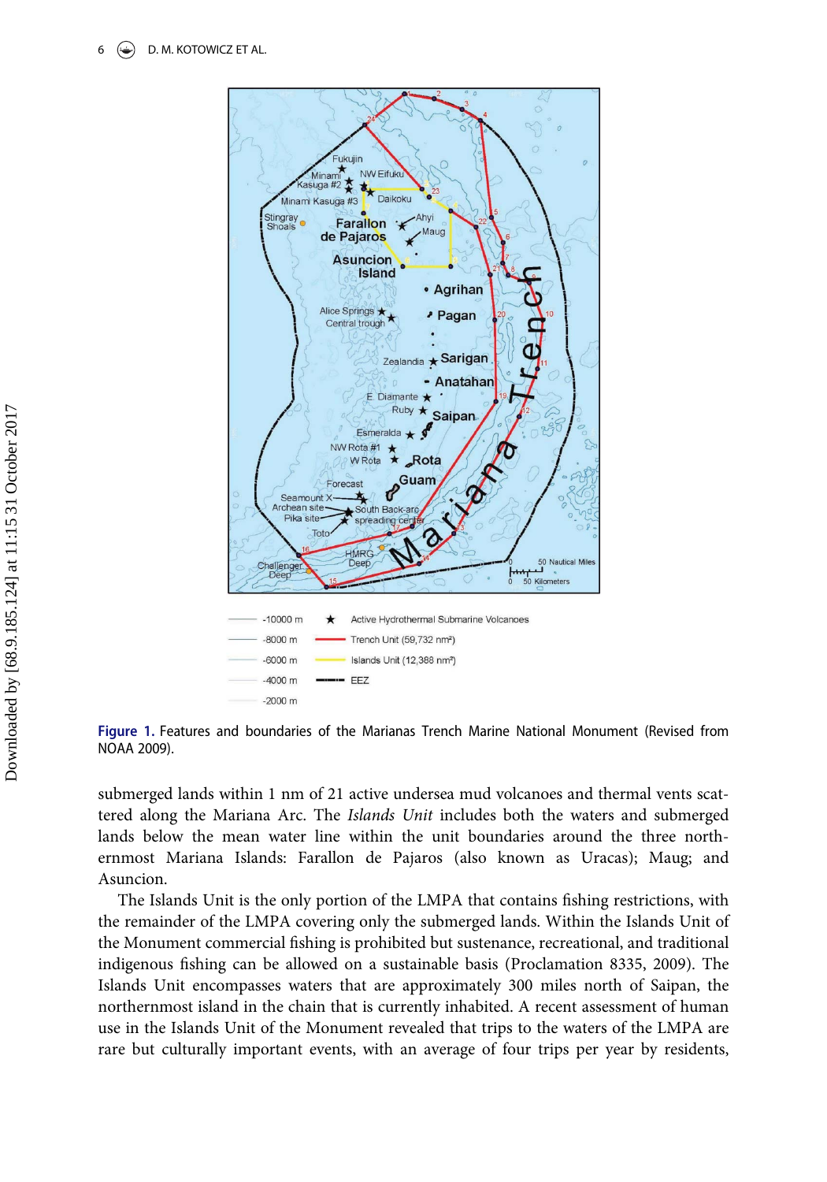Figure 1. Features and boundaries of the Marianas Trench Marine National Monument (Revised from NOAA 2009).

submerged lands within 1 nm of 21 active undersea mud volcanoes and thermal vents scattered along the Mariana Arc. The *Islands Unit* includes both the waters and submerged lands below the mean water line within the unit boundaries around the three northernmost Mariana Islands: Farallon de Pajaros (also known as Uracas); Maug; and Asuncion.

The Islands Unit is the only portion of the LMPA that contains fishing restrictions, with the remainder of the LMPA covering only the submerged lands. Within the Islands Unit of the Monument commercial fishing is prohibited but sustenance, recreational, and traditional indigenous fishing can be allowed on a sustainable basis (Proclamation 8335, 2009). The Islands Unit encompasses waters that are approximately 300 miles north of Saipan, the northernmost island in the chain that is currently inhabited. A recent assessment of human use in the Islands Unit of the Monument revealed that trips to the waters of the LMPA are rare but culturally important events, with an average of four trips per year by residents,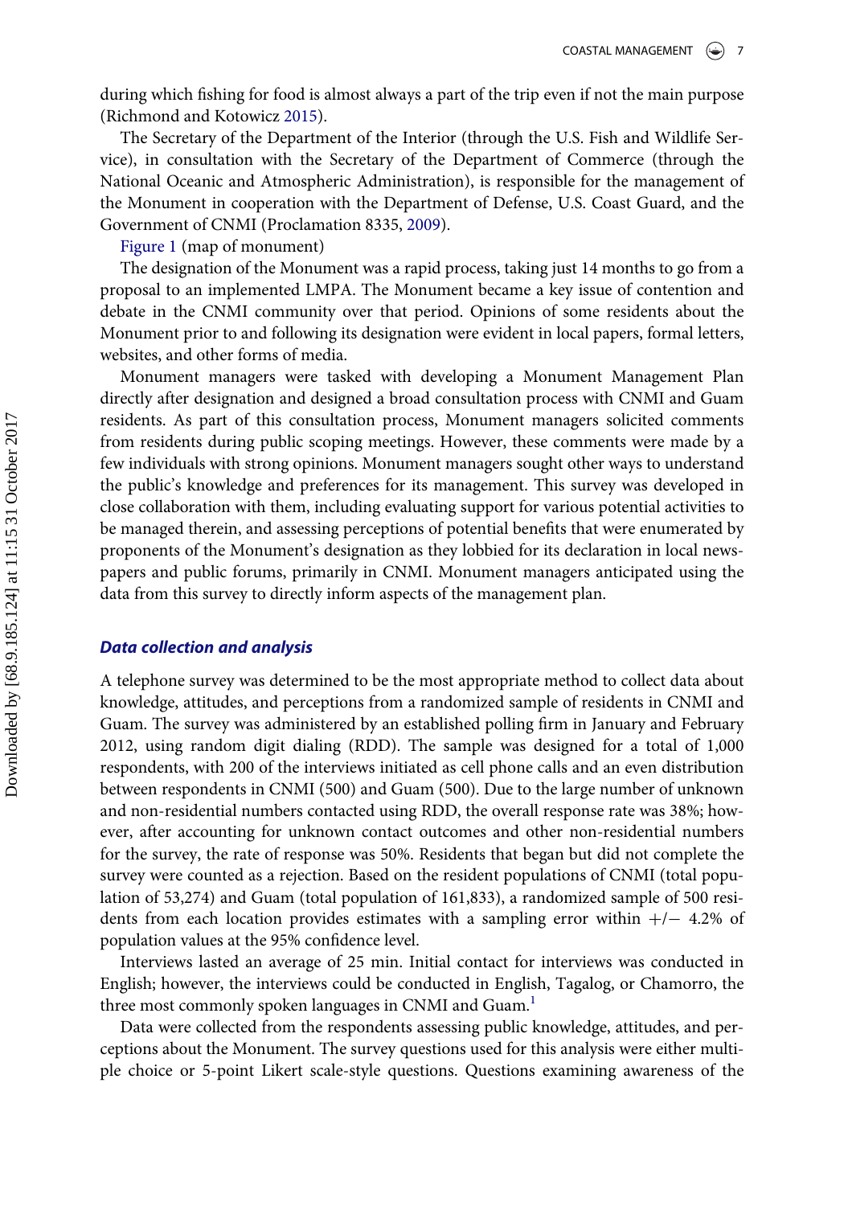during which fishing for food is almost always a part of the trip even if not the main purpose (Richmond and Kotowicz 2015).

The Secretary of the Department of the Interior (through the U.S. Fish and Wildlife Service), in consultation with the Secretary of the Department of Commerce (through the National Oceanic and Atmospheric Administration), is responsible for the management of the Monument in cooperation with the Department of Defense, U.S. Coast Guard, and the Government of CNMI (Proclamation 8335, 2009).

Figure 1 (map of monument)

The designation of the Monument was a rapid process, taking just 14 months to go from a proposal to an implemented LMPA. The Monument became a key issue of contention and debate in the CNMI community over that period. Opinions of some residents about the Monument prior to and following its designation were evident in local papers, formal letters, websites, and other forms of media.

Monument managers were tasked with developing a Monument Management Plan directly after designation and designed a broad consultation process with CNMI and Guam residents. As part of this consultation process, Monument managers solicited comments from residents during public scoping meetings. However, these comments were made by a few individuals with strong opinions. Monument managers sought other ways to understand the public's knowledge and preferences for its management. This survey was developed in close collaboration with them, including evaluating support for various potential activities to be managed therein, and assessing perceptions of potential benefits that were enumerated by proponents of the Monument's designation as they lobbied for its declaration in local newspapers and public forums, primarily in CNMI. Monument managers anticipated using the data from this survey to directly inform aspects of the management plan.

### *Data collection and analysis*

A telephone survey was determined to be the most appropriate method to collect data about knowledge, attitudes, and perceptions from a randomized sample of residents in CNMI and Guam. The survey was administered by an established polling firm in January and February 2012, using random digit dialing (RDD). The sample was designed for a total of 1,000 respondents, with 200 of the interviews initiated as cell phone calls and an even distribution between respondents in CNMI (500) and Guam (500). Due to the large number of unknown and non-residential numbers contacted using RDD, the overall response rate was 38%; however, after accounting for unknown contact outcomes and other non-residential numbers for the survey, the rate of response was 50%. Residents that began but did not complete the survey were counted as a rejection. Based on the resident populations of CNMI (total population of 53,274) and Guam (total population of 161,833), a randomized sample of 500 residents from each location provides estimates with a sampling error within +/− 4.2% of population values at the 95% confidence level.

Interviews lasted an average of 25 min. Initial contact for interviews was conducted in English; however, the interviews could be conducted in English, Tagalog, or Chamorro, the three most commonly spoken languages in CNMI and Guam.[1]

Data were collected from the respondents assessing public knowledge, attitudes, and perceptions about the Monument. The survey questions used for this analysis were either multiple choice or 5-point Likert scale-style questions. Questions examining awareness of the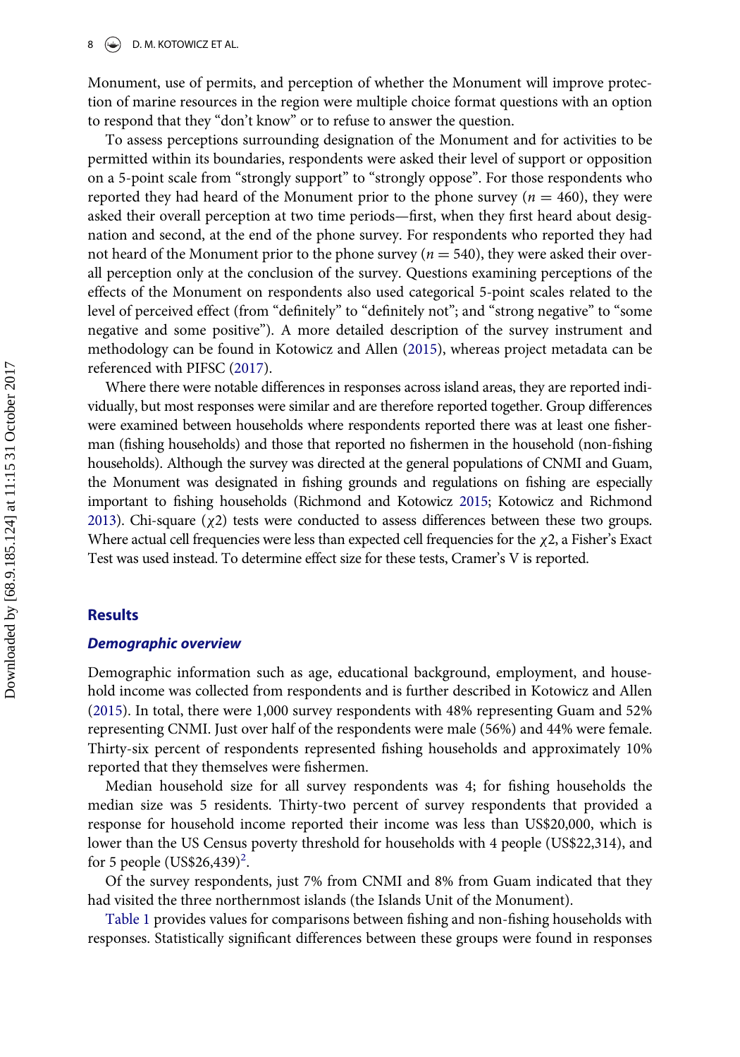Monument, use of permits, and perception of whether the Monument will improve protection of marine resources in the region were multiple choice format questions with an option to respond that they "don't know" or to refuse to answer the question.

To assess perceptions surrounding designation of the Monument and for activities to be permitted within its boundaries, respondents were asked their level of support or opposition on a 5-point scale from "strongly support" to "strongly oppose". For those respondents who reported they had heard of the Monument prior to the phone survey ($n = 460$), they were asked their overall perception at two time periods—first, when they first heard about designation and second, at the end of the phone survey. For respondents who reported they had not heard of the Monument prior to the phone survey ($n = 540$), they were asked their overall perception only at the conclusion of the survey. Questions examining perceptions of the effects of the Monument on respondents also used categorical 5-point scales related to the level of perceived effect (from "definitely" to "definitely not"; and "strong negative" to "some negative and some positive"). A more detailed description of the survey instrument and methodology can be found in Kotowicz and Allen (2015), whereas project metadata can be referenced with PIFSC (2017).

Where there were notable differences in responses across island areas, they are reported individually, but most responses were similar and are therefore reported together. Group differences were examined between households where respondents reported there was at least one fisherman (fishing households) and those that reported no fishermen in the household (non-fishing households). Although the survey was directed at the general populations of CNMI and Guam, the Monument was designated in fishing grounds and regulations on fishing are especially important to fishing households (Richmond and Kotowicz 2015; Kotowicz and Richmond 2013). Chi-square ($\chi 2$) tests were conducted to assess differences between these two groups. Where actual cell frequencies were less than expected cell frequencies for the $\chi 2$, a Fisher's Exact Test was used instead. To determine effect size for these tests, Cramer's V is reported.

## Results

### *Demographic overview*

Demographic information such as age, educational background, employment, and household income was collected from respondents and is further described in Kotowicz and Allen (2015). In total, there were 1,000 survey respondents with 48% representing Guam and 52% representing CNMI. Just over half of the respondents were male (56%) and 44% were female. Thirty-six percent of respondents represented fishing households and approximately 10% reported that they themselves were fishermen.

Median household size for all survey respondents was 4; for fishing households the median size was 5 residents. Thirty-two percent of survey respondents that provided a response for household income reported their income was less than US$20,000, which is lower than the US Census poverty threshold for households with 4 people (US$22,314), and for 5 people (US$26,439)[2].

Of the survey respondents, just 7% from CNMI and 8% from Guam indicated that they had visited the three northernmost islands (the Islands Unit of the Monument).

Table 1 provides values for comparisons between fishing and non-fishing households with responses. Statistically significant differences between these groups were found in responses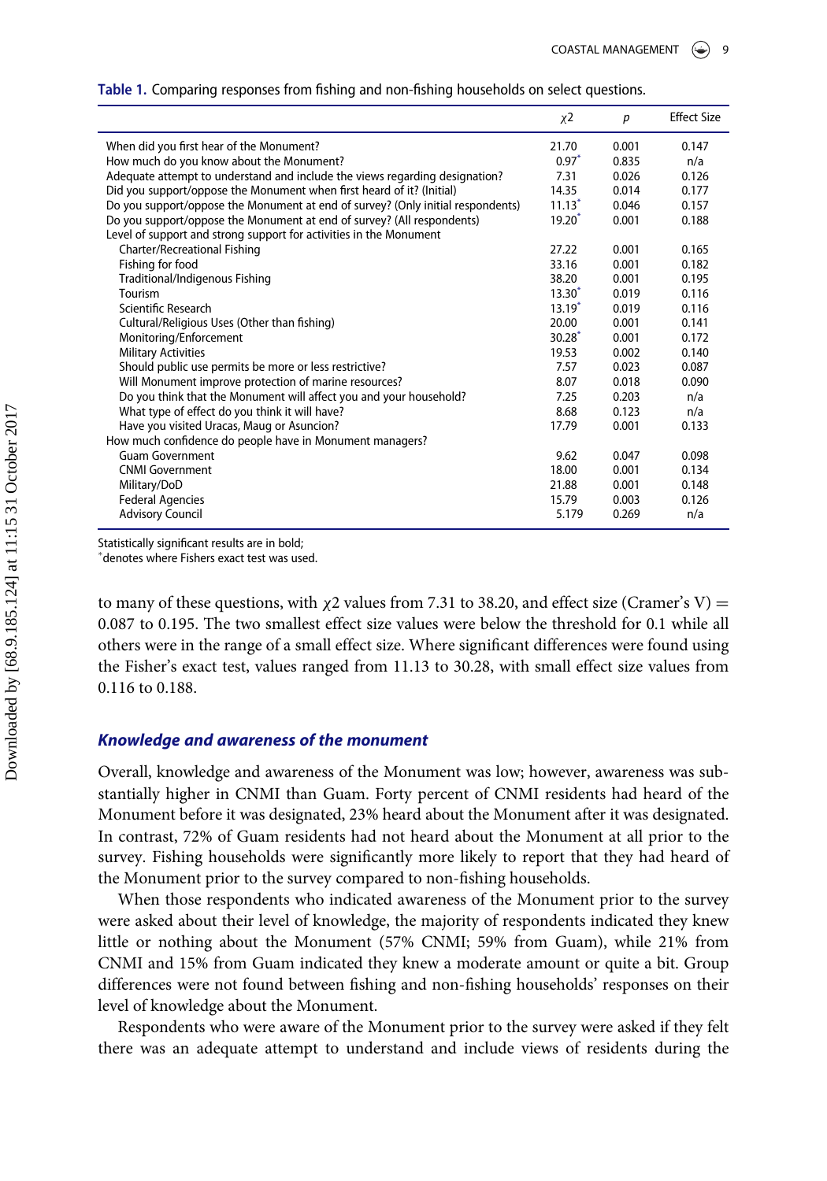**Table 1.** Comparing responses from fishing and non-fishing households on select questions.

| | $\chi 2$ | $p$ | Effect Size |
|---|---|---|---|
| When did you first hear of the Monument? | 21.70 | 0.001 | 0.147 |
| How much do you know about the Monument? | 0.97* | 0.835 | n/a |
| Adequate attempt to understand and include the views regarding designation? | 7.31 | 0.026 | 0.126 |
| Did you support/oppose the Monument when first heard of it? (Initial) | 14.35 | 0.014 | 0.177 |
| Do you support/oppose the Monument at end of survey? (Only initial respondents) | 11.13* | 0.046 | 0.157 |
| Do you support/oppose the Monument at end of survey? (All respondents) | 19.20* | 0.001 | 0.188 |
| Level of support and strong support for activities in the Monument | | | |
| Charter/Recreational Fishing | 27.22 | 0.001 | 0.165 |
| Fishing for food | 33.16 | 0.001 | 0.182 |
| Traditional/Indigenous Fishing | 38.20 | 0.001 | 0.195 |
| Tourism | 13.30* | 0.019 | 0.116 |
| Scientific Research | 13.19* | 0.019 | 0.116 |
| Cultural/Religious Uses (Other than fishing) | 20.00 | 0.001 | 0.141 |
| Monitoring/Enforcement | 30.28* | 0.001 | 0.172 |
| Military Activities | 19.53 | 0.002 | 0.140 |
| Should public use permits be more or less restrictive? | 7.57 | 0.023 | 0.087 |
| Will Monument improve protection of marine resources? | 8.07 | 0.018 | 0.090 |
| Do you think that the Monument will affect you and your household? | 7.25 | 0.203 | n/a |
| What type of effect do you think it will have? | 8.68 | 0.123 | n/a |
| Have you visited Uracas, Maug or Asuncion? | 17.79 | 0.001 | 0.133 |
| How much confidence do people have in Monument managers? | | | |
| Guam Government | 9.62 | 0.047 | 0.098 |
| CNMI Government | 18.00 | 0.001 | 0.134 |
| Military/DoD | 21.88 | 0.001 | 0.148 |
| Federal Agencies | 15.79 | 0.003 | 0.126 |
| Advisory Council | 5.179 | 0.269 | n/a |

Statistically significant results are in bold;
*denotes where Fishers exact test was used.

to many of these questions, with $\chi 2$ values from 7.31 to 38.20, and effect size (Cramer's V) = 0.087 to 0.195. The two smallest effect size values were below the threshold for 0.1 while all others were in the range of a small effect size. Where significant differences were found using the Fisher's exact test, values ranged from 11.13 to 30.28, with small effect size values from 0.116 to 0.188.

### *Knowledge and awareness of the monument*

Overall, knowledge and awareness of the Monument was low; however, awareness was substantially higher in CNMI than Guam. Forty percent of CNMI residents had heard of the Monument before it was designated, 23% heard about the Monument after it was designated. In contrast, 72% of Guam residents had not heard about the Monument at all prior to the survey. Fishing households were significantly more likely to report that they had heard of the Monument prior to the survey compared to non-fishing households.

When those respondents who indicated awareness of the Monument prior to the survey were asked about their level of knowledge, the majority of respondents indicated they knew little or nothing about the Monument (57% CNMI; 59% from Guam), while 21% from CNMI and 15% from Guam indicated they knew a moderate amount or quite a bit. Group differences were not found between fishing and non-fishing households' responses on their level of knowledge about the Monument.

Respondents who were aware of the Monument prior to the survey were asked if they felt there was an adequate attempt to understand and include views of residents during the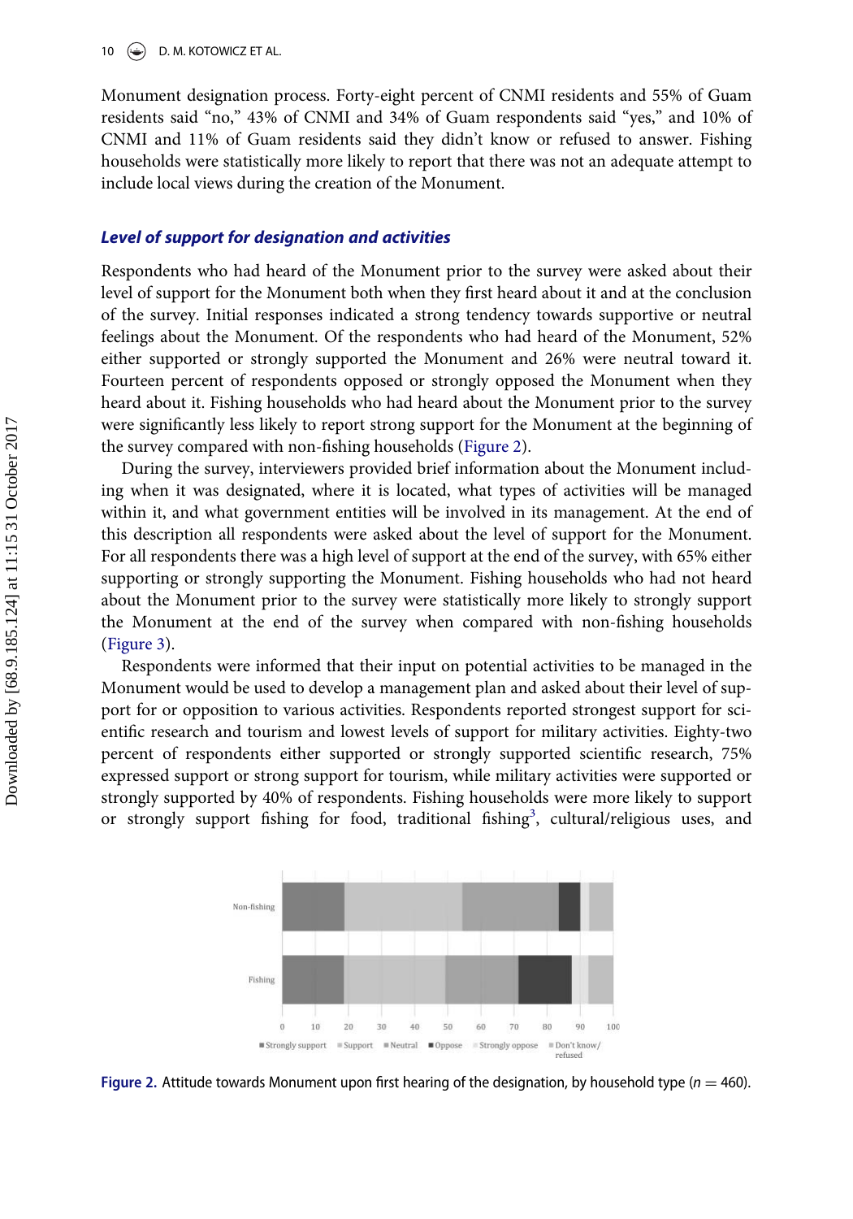Monument designation process. Forty-eight percent of CNMI residents and 55% of Guam residents said "no," 43% of CNMI and 34% of Guam respondents said "yes," and 10% of CNMI and 11% of Guam residents said they didn't know or refused to answer. Fishing households were statistically more likely to report that there was not an adequate attempt to include local views during the creation of the Monument.

### *Level of support for designation and activities*

Respondents who had heard of the Monument prior to the survey were asked about their level of support for the Monument both when they first heard about it and at the conclusion of the survey. Initial responses indicated a strong tendency towards supportive or neutral feelings about the Monument. Of the respondents who had heard of the Monument, 52% either supported or strongly supported the Monument and 26% were neutral toward it. Fourteen percent of respondents opposed or strongly opposed the Monument when they heard about it. Fishing households who had heard about the Monument prior to the survey were significantly less likely to report strong support for the Monument at the beginning of the survey compared with non-fishing households (Figure 2).

During the survey, interviewers provided brief information about the Monument including when it was designated, where it is located, what types of activities will be managed within it, and what government entities will be involved in its management. At the end of this description all respondents were asked about the level of support for the Monument. For all respondents there was a high level of support at the end of the survey, with 65% either supporting or strongly supporting the Monument. Fishing households who had not heard about the Monument prior to the survey were statistically more likely to strongly support the Monument at the end of the survey when compared with non-fishing households (Figure 3).

Respondents were informed that their input on potential activities to be managed in the Monument would be used to develop a management plan and asked about their level of support for or opposition to various activities. Respondents reported strongest support for scientific research and tourism and lowest levels of support for military activities. Eighty-two percent of respondents either supported or strongly supported scientific research, 75% expressed support or strong support for tourism, while military activities were supported or strongly supported by 40% of respondents. Fishing households were more likely to support or strongly support fishing for food, traditional fishing[3], cultural/religious uses, and

Figure 2. Attitude towards Monument upon first hearing of the designation, by household type ($n = 460$).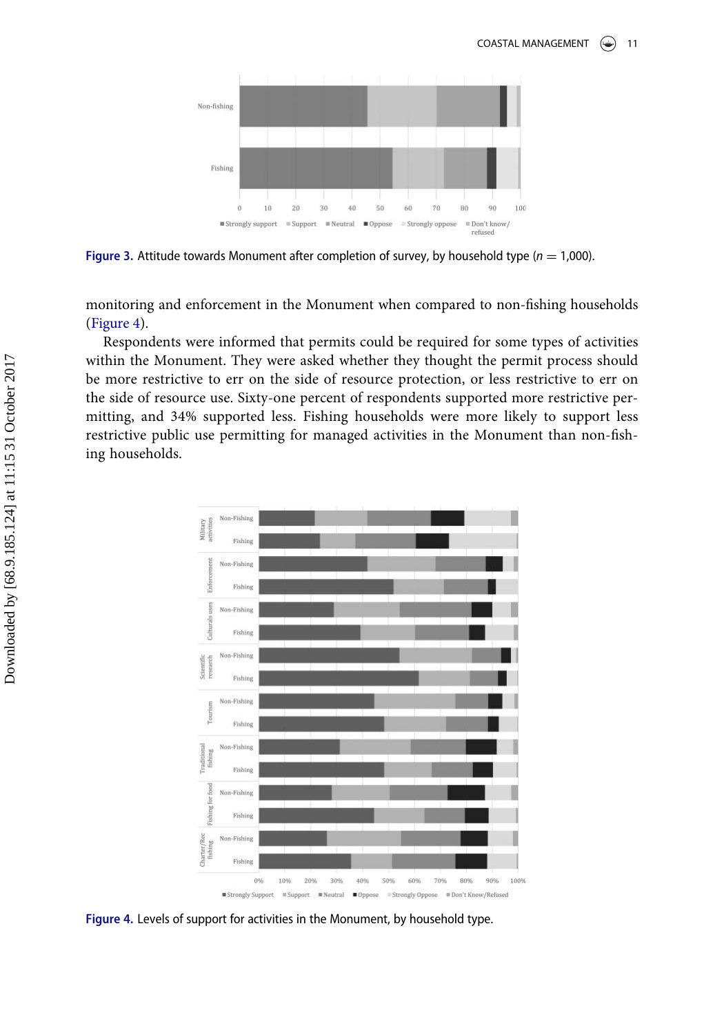Figure 3. Attitude towards Monument after completion of survey, by household type ($n = 1{,}000$).

monitoring and enforcement in the Monument when compared to non-fishing households (Figure 4).

Respondents were informed that permits could be required for some types of activities within the Monument. They were asked whether they thought the permit process should be more restrictive to err on the side of resource protection, or less restrictive to err on the side of resource use. Sixty-one percent of respondents supported more restrictive permitting, and 34% supported less. Fishing households were more likely to support less restrictive public use permitting for managed activities in the Monument than non-fishing households.

Figure 4. Levels of support for activities in the Monument, by household type.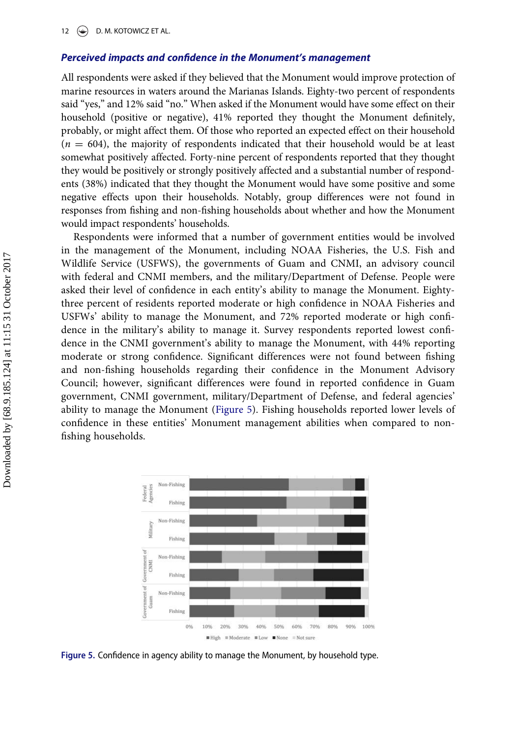### *Perceived impacts and confidence in the Monument's management*

All respondents were asked if they believed that the Monument would improve protection of marine resources in waters around the Marianas Islands. Eighty-two percent of respondents said "yes," and 12% said "no." When asked if the Monument would have some effect on their household (positive or negative), 41% reported they thought the Monument definitely, probably, or might affect them. Of those who reported an expected effect on their household ($n = 604$), the majority of respondents indicated that their household would be at least somewhat positively affected. Forty-nine percent of respondents reported that they thought they would be positively or strongly positively affected and a substantial number of respondents (38%) indicated that they thought the Monument would have some positive and some negative effects upon their households. Notably, group differences were not found in responses from fishing and non-fishing households about whether and how the Monument would impact respondents' households.

Respondents were informed that a number of government entities would be involved in the management of the Monument, including NOAA Fisheries, the U.S. Fish and Wildlife Service (USFWS), the governments of Guam and CNMI, an advisory council with federal and CNMI members, and the military/Department of Defense. People were asked their level of confidence in each entity's ability to manage the Monument. Eighty-three percent of residents reported moderate or high confidence in NOAA Fisheries and USFWs' ability to manage the Monument, and 72% reported moderate or high confidence in the military's ability to manage it. Survey respondents reported lowest confidence in the CNMI government's ability to manage the Monument, with 44% reporting moderate or strong confidence. Significant differences were not found between fishing and non-fishing households regarding their confidence in the Monument Advisory Council; however, significant differences were found in reported confidence in Guam government, CNMI government, military/Department of Defense, and federal agencies' ability to manage the Monument (Figure 5). Fishing households reported lower levels of confidence in these entities' Monument management abilities when compared to non-fishing households.

**Figure 5.** Confidence in agency ability to manage the Monument, by household type.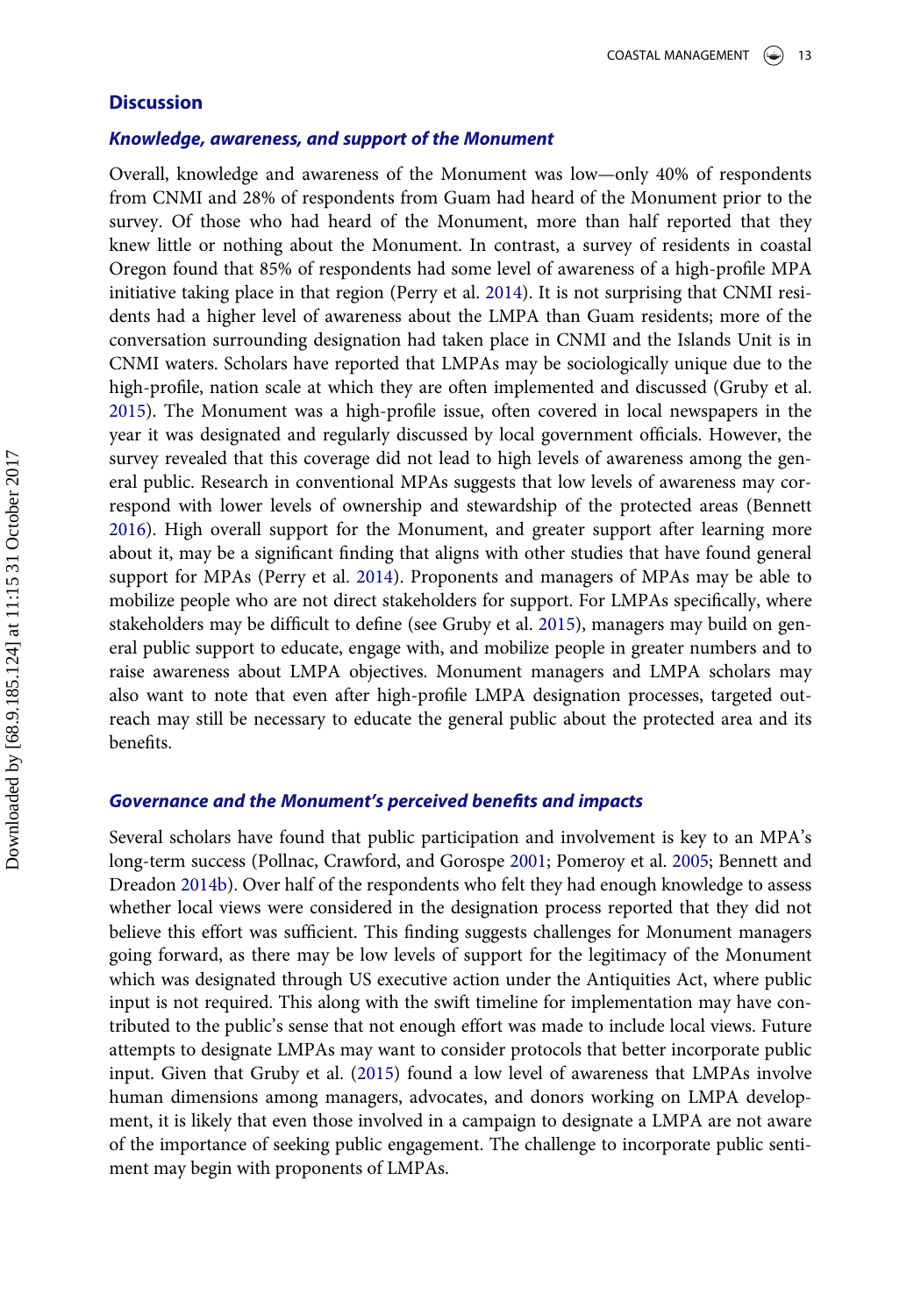## Discussion

### *Knowledge, awareness, and support of the Monument*

Overall, knowledge and awareness of the Monument was low—only 40% of respondents from CNMI and 28% of respondents from Guam had heard of the Monument prior to the survey. Of those who had heard of the Monument, more than half reported that they knew little or nothing about the Monument. In contrast, a survey of residents in coastal Oregon found that 85% of respondents had some level of awareness of a high-profile MPA initiative taking place in that region (Perry et al. 2014). It is not surprising that CNMI residents had a higher level of awareness about the LMPA than Guam residents; more of the conversation surrounding designation had taken place in CNMI and the Islands Unit is in CNMI waters. Scholars have reported that LMPAs may be sociologically unique due to the high-profile, nation scale at which they are often implemented and discussed (Gruby et al. 2015). The Monument was a high-profile issue, often covered in local newspapers in the year it was designated and regularly discussed by local government officials. However, the survey revealed that this coverage did not lead to high levels of awareness among the general public. Research in conventional MPAs suggests that low levels of awareness may correspond with lower levels of ownership and stewardship of the protected areas (Bennett 2016). High overall support for the Monument, and greater support after learning more about it, may be a significant finding that aligns with other studies that have found general support for MPAs (Perry et al. 2014). Proponents and managers of MPAs may be able to mobilize people who are not direct stakeholders for support. For LMPAs specifically, where stakeholders may be difficult to define (see Gruby et al. 2015), managers may build on general public support to educate, engage with, and mobilize people in greater numbers and to raise awareness about LMPA objectives. Monument managers and LMPA scholars may also want to note that even after high-profile LMPA designation processes, targeted outreach may still be necessary to educate the general public about the protected area and its benefits.

### *Governance and the Monument's perceived benefits and impacts*

Several scholars have found that public participation and involvement is key to an MPA's long-term success (Pollnac, Crawford, and Gorospe 2001; Pomeroy et al. 2005; Bennett and Dreadon 2014b). Over half of the respondents who felt they had enough knowledge to assess whether local views were considered in the designation process reported that they did not believe this effort was sufficient. This finding suggests challenges for Monument managers going forward, as there may be low levels of support for the legitimacy of the Monument which was designated through US executive action under the Antiquities Act, where public input is not required. This along with the swift timeline for implementation may have contributed to the public's sense that not enough effort was made to include local views. Future attempts to designate LMPAs may want to consider protocols that better incorporate public input. Given that Gruby et al. (2015) found a low level of awareness that LMPAs involve human dimensions among managers, advocates, and donors working on LMPA development, it is likely that even those involved in a campaign to designate a LMPA are not aware of the importance of seeking public engagement. The challenge to incorporate public sentiment may begin with proponents of LMPAs.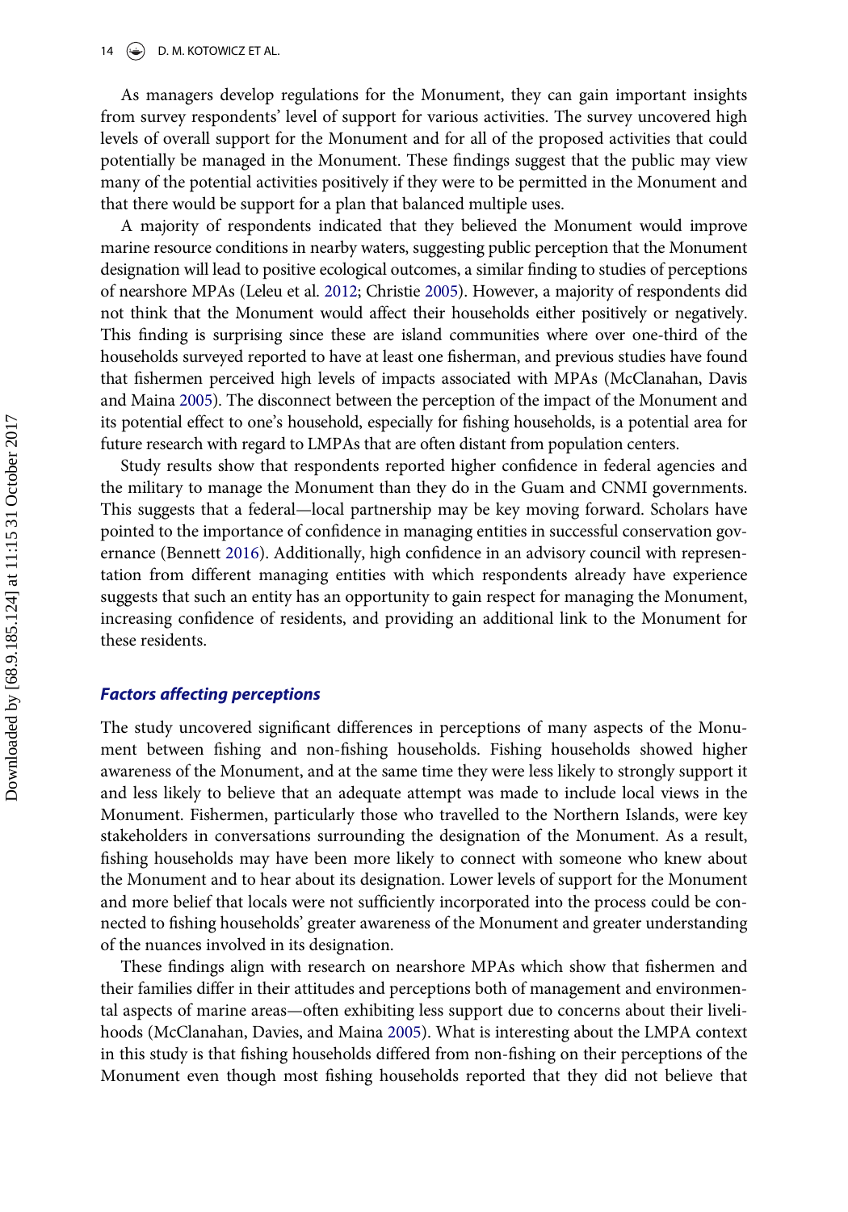As managers develop regulations for the Monument, they can gain important insights from survey respondents' level of support for various activities. The survey uncovered high levels of overall support for the Monument and for all of the proposed activities that could potentially be managed in the Monument. These findings suggest that the public may view many of the potential activities positively if they were to be permitted in the Monument and that there would be support for a plan that balanced multiple uses.

A majority of respondents indicated that they believed the Monument would improve marine resource conditions in nearby waters, suggesting public perception that the Monument designation will lead to positive ecological outcomes, a similar finding to studies of perceptions of nearshore MPAs (Leleu et al. 2012; Christie 2005). However, a majority of respondents did not think that the Monument would affect their households either positively or negatively. This finding is surprising since these are island communities where over one-third of the households surveyed reported to have at least one fisherman, and previous studies have found that fishermen perceived high levels of impacts associated with MPAs (McClanahan, Davis and Maina 2005). The disconnect between the perception of the impact of the Monument and its potential effect to one's household, especially for fishing households, is a potential area for future research with regard to LMPAs that are often distant from population centers.

Study results show that respondents reported higher confidence in federal agencies and the military to manage the Monument than they do in the Guam and CNMI governments. This suggests that a federal—local partnership may be key moving forward. Scholars have pointed to the importance of confidence in managing entities in successful conservation governance (Bennett 2016). Additionally, high confidence in an advisory council with representation from different managing entities with which respondents already have experience suggests that such an entity has an opportunity to gain respect for managing the Monument, increasing confidence of residents, and providing an additional link to the Monument for these residents.

### *Factors affecting perceptions*

The study uncovered significant differences in perceptions of many aspects of the Monument between fishing and non-fishing households. Fishing households showed higher awareness of the Monument, and at the same time they were less likely to strongly support it and less likely to believe that an adequate attempt was made to include local views in the Monument. Fishermen, particularly those who travelled to the Northern Islands, were key stakeholders in conversations surrounding the designation of the Monument. As a result, fishing households may have been more likely to connect with someone who knew about the Monument and to hear about its designation. Lower levels of support for the Monument and more belief that locals were not sufficiently incorporated into the process could be connected to fishing households' greater awareness of the Monument and greater understanding of the nuances involved in its designation.

These findings align with research on nearshore MPAs which show that fishermen and their families differ in their attitudes and perceptions both of management and environmental aspects of marine areas—often exhibiting less support due to concerns about their livelihoods (McClanahan, Davies, and Maina 2005). What is interesting about the LMPA context in this study is that fishing households differed from non-fishing on their perceptions of the Monument even though most fishing households reported that they did not believe that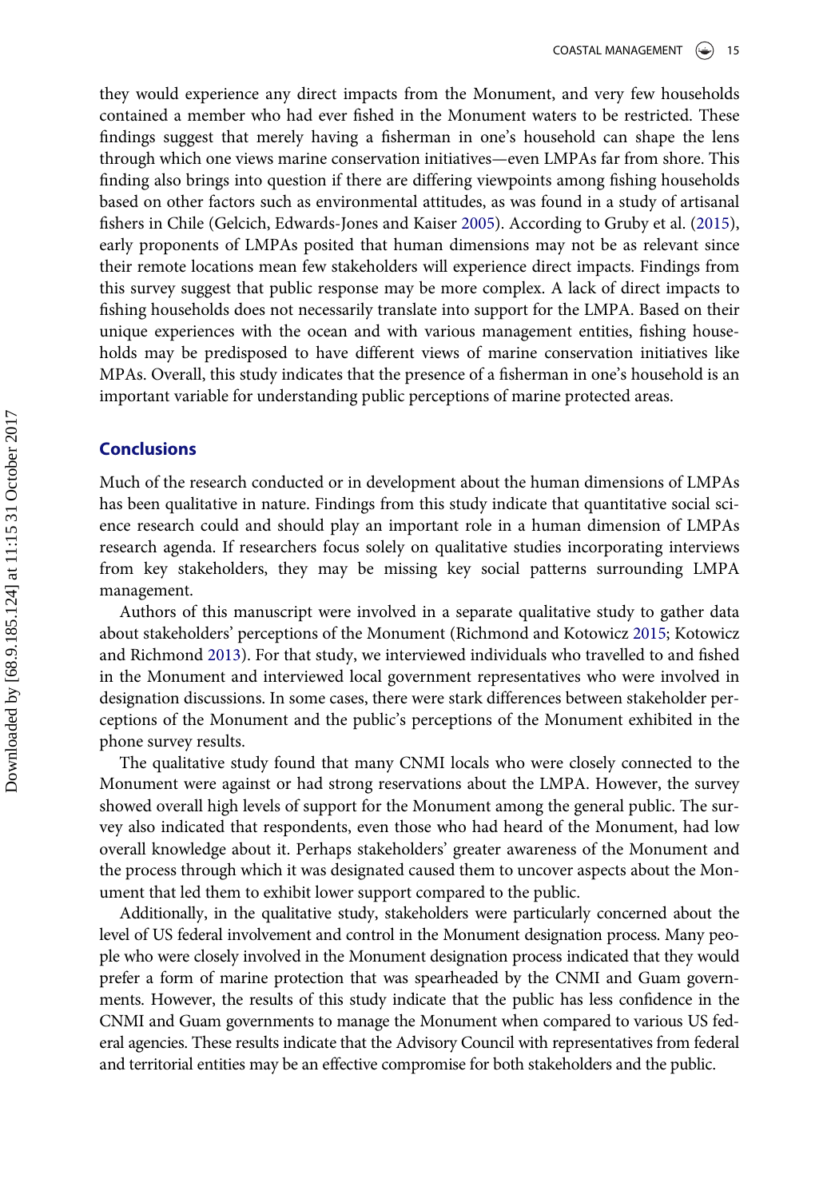they would experience any direct impacts from the Monument, and very few households contained a member who had ever fished in the Monument waters to be restricted. These findings suggest that merely having a fisherman in one's household can shape the lens through which one views marine conservation initiatives—even LMPAs far from shore. This finding also brings into question if there are differing viewpoints among fishing households based on other factors such as environmental attitudes, as was found in a study of artisanal fishers in Chile (Gelcich, Edwards-Jones and Kaiser 2005). According to Gruby et al. (2015), early proponents of LMPAs posited that human dimensions may not be as relevant since their remote locations mean few stakeholders will experience direct impacts. Findings from this survey suggest that public response may be more complex. A lack of direct impacts to fishing households does not necessarily translate into support for the LMPA. Based on their unique experiences with the ocean and with various management entities, fishing households may be predisposed to have different views of marine conservation initiatives like MPAs. Overall, this study indicates that the presence of a fisherman in one's household is an important variable for understanding public perceptions of marine protected areas.

## Conclusions

Much of the research conducted or in development about the human dimensions of LMPAs has been qualitative in nature. Findings from this study indicate that quantitative social science research could and should play an important role in a human dimension of LMPAs research agenda. If researchers focus solely on qualitative studies incorporating interviews from key stakeholders, they may be missing key social patterns surrounding LMPA management.

Authors of this manuscript were involved in a separate qualitative study to gather data about stakeholders' perceptions of the Monument (Richmond and Kotowicz 2015; Kotowicz and Richmond 2013). For that study, we interviewed individuals who travelled to and fished in the Monument and interviewed local government representatives who were involved in designation discussions. In some cases, there were stark differences between stakeholder perceptions of the Monument and the public's perceptions of the Monument exhibited in the phone survey results.

The qualitative study found that many CNMI locals who were closely connected to the Monument were against or had strong reservations about the LMPA. However, the survey showed overall high levels of support for the Monument among the general public. The survey also indicated that respondents, even those who had heard of the Monument, had low overall knowledge about it. Perhaps stakeholders' greater awareness of the Monument and the process through which it was designated caused them to uncover aspects about the Monument that led them to exhibit lower support compared to the public.

Additionally, in the qualitative study, stakeholders were particularly concerned about the level of US federal involvement and control in the Monument designation process. Many people who were closely involved in the Monument designation process indicated that they would prefer a form of marine protection that was spearheaded by the CNMI and Guam governments. However, the results of this study indicate that the public has less confidence in the CNMI and Guam governments to manage the Monument when compared to various US federal agencies. These results indicate that the Advisory Council with representatives from federal and territorial entities may be an effective compromise for both stakeholders and the public.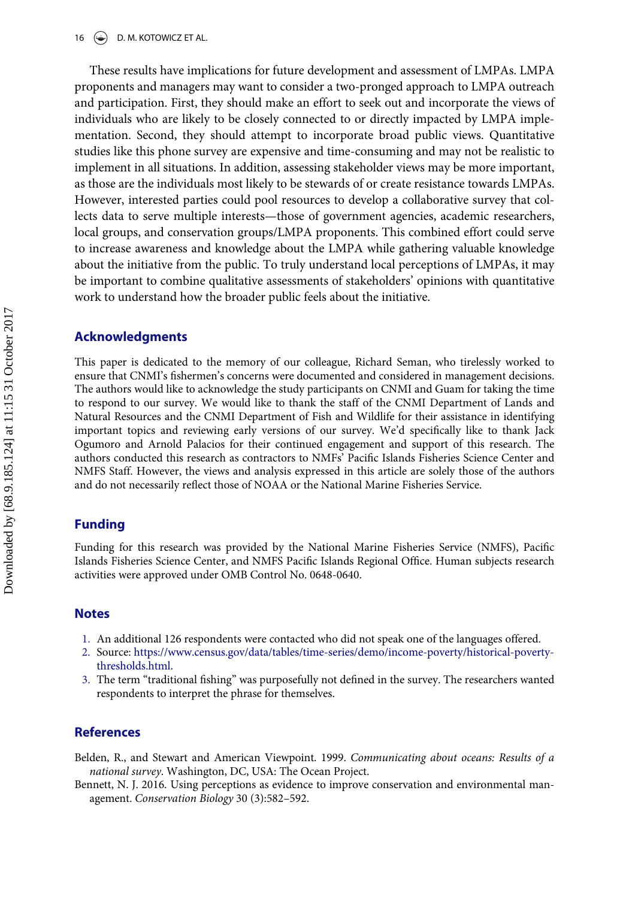These results have implications for future development and assessment of LMPAs. LMPA proponents and managers may want to consider a two-pronged approach to LMPA outreach and participation. First, they should make an effort to seek out and incorporate the views of individuals who are likely to be closely connected to or directly impacted by LMPA implementation. Second, they should attempt to incorporate broad public views. Quantitative studies like this phone survey are expensive and time-consuming and may not be realistic to implement in all situations. In addition, assessing stakeholder views may be more important, as those are the individuals most likely to be stewards of or create resistance towards LMPAs. However, interested parties could pool resources to develop a collaborative survey that collects data to serve multiple interests—those of government agencies, academic researchers, local groups, and conservation groups/LMPA proponents. This combined effort could serve to increase awareness and knowledge about the LMPA while gathering valuable knowledge about the initiative from the public. To truly understand local perceptions of LMPAs, it may be important to combine qualitative assessments of stakeholders' opinions with quantitative work to understand how the broader public feels about the initiative.

## Acknowledgments

This paper is dedicated to the memory of our colleague, Richard Seman, who tirelessly worked to ensure that CNMI's fishermen's concerns were documented and considered in management decisions. The authors would like to acknowledge the study participants on CNMI and Guam for taking the time to respond to our survey. We would like to thank the staff of the CNMI Department of Lands and Natural Resources and the CNMI Department of Fish and Wildlife for their assistance in identifying important topics and reviewing early versions of our survey. We'd specifically like to thank Jack Ogumoro and Arnold Palacios for their continued engagement and support of this research. The authors conducted this research as contractors to NMFs' Pacific Islands Fisheries Science Center and NMFS Staff. However, the views and analysis expressed in this article are solely those of the authors and do not necessarily reflect those of NOAA or the National Marine Fisheries Service.

## Funding

Funding for this research was provided by the National Marine Fisheries Service (NMFS), Pacific Islands Fisheries Science Center, and NMFS Pacific Islands Regional Office. Human subjects research activities were approved under OMB Control No. 0648-0640.

## Notes

1. An additional 126 respondents were contacted who did not speak one of the languages offered.
2. Source: https://www.census.gov/data/tables/time-series/demo/income-poverty/historical-poverty-thresholds.html.
3. The term "traditional fishing" was purposefully not defined in the survey. The researchers wanted respondents to interpret the phrase for themselves.

## References

Belden, R., and Stewart and American Viewpoint. 1999. *Communicating about oceans: Results of a national survey*. Washington, DC, USA: The Ocean Project.

Bennett, N. J. 2016. Using perceptions as evidence to improve conservation and environmental management. *Conservation Biology* 30 (3):582–592.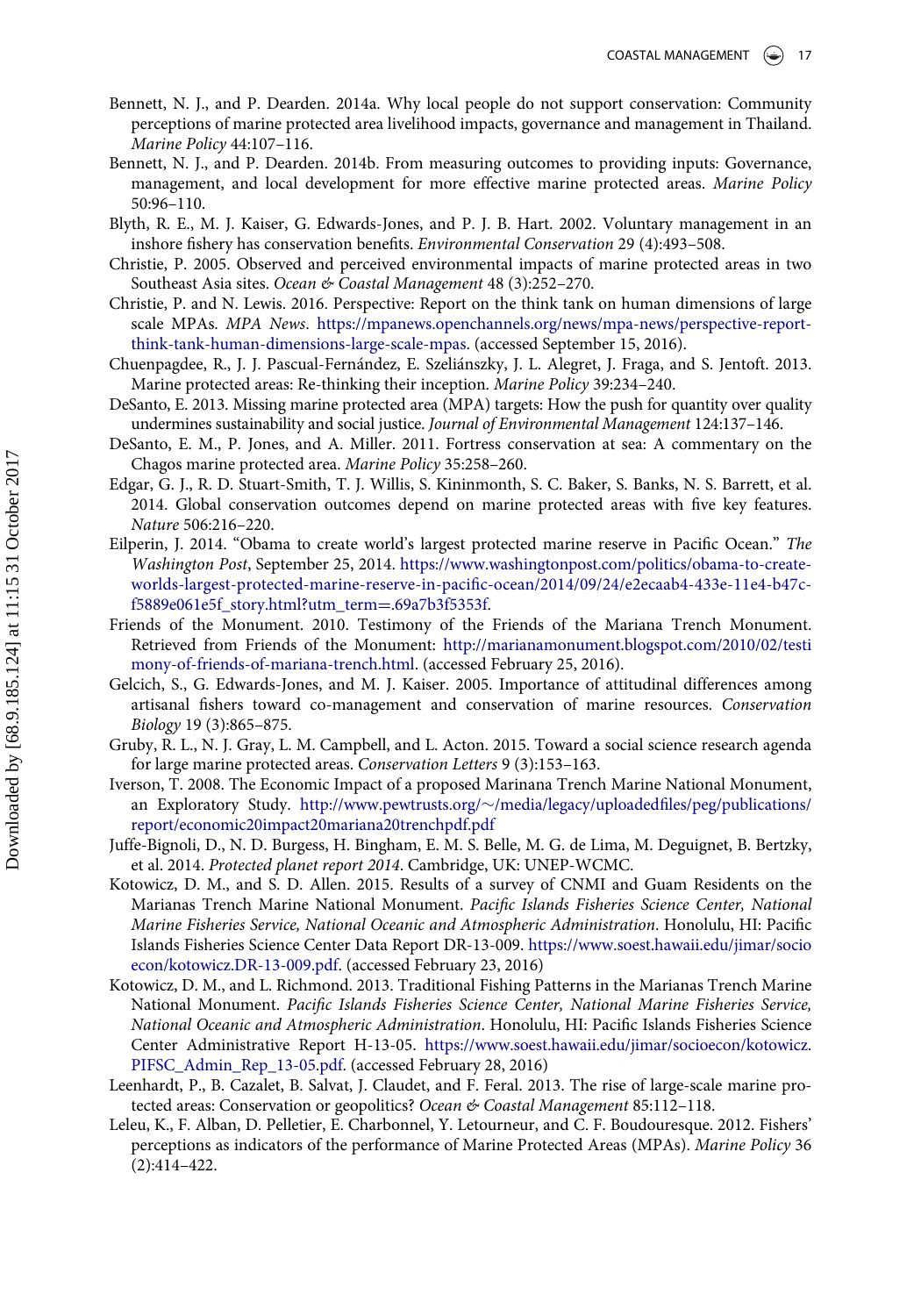Bennett, N. J., and P. Dearden. 2014a. Why local people do not support conservation: Community perceptions of marine protected area livelihood impacts, governance and management in Thailand. *Marine Policy* 44:107–116.

Bennett, N. J., and P. Dearden. 2014b. From measuring outcomes to providing inputs: Governance, management, and local development for more effective marine protected areas. *Marine Policy* 50:96–110.

Blyth, R. E., M. J. Kaiser, G. Edwards-Jones, and P. J. B. Hart. 2002. Voluntary management in an inshore fishery has conservation benefits. *Environmental Conservation* 29 (4):493–508.

Christie, P. 2005. Observed and perceived environmental impacts of marine protected areas in two Southeast Asia sites. *Ocean & Coastal Management* 48 (3):252–270.

Christie, P. and N. Lewis. 2016. Perspective: Report on the think tank on human dimensions of large scale MPAs. *MPA News*. https://mpanews.openchannels.org/news/mpa-news/perspective-report-think-tank-human-dimensions-large-scale-mpas. (accessed September 15, 2016).

Chuenpagdee, R., J. J. Pascual-Fernández, E. Szeliánszky, J. L. Alegret, J. Fraga, and S. Jentoft. 2013. Marine protected areas: Re-thinking their inception. *Marine Policy* 39:234–240.

DeSanto, E. 2013. Missing marine protected area (MPA) targets: How the push for quantity over quality undermines sustainability and social justice. *Journal of Environmental Management* 124:137–146.

DeSanto, E. M., P. Jones, and A. Miller. 2011. Fortress conservation at sea: A commentary on the Chagos marine protected area. *Marine Policy* 35:258–260.

Edgar, G. J., R. D. Stuart-Smith, T. J. Willis, S. Kininmonth, S. C. Baker, S. Banks, N. S. Barrett, et al. 2014. Global conservation outcomes depend on marine protected areas with five key features. *Nature* 506:216–220.

Eilperin, J. 2014. "Obama to create world's largest protected marine reserve in Pacific Ocean." *The Washington Post*, September 25, 2014. https://www.washingtonpost.com/politics/obama-to-create-worlds-largest-protected-marine-reserve-in-pacific-ocean/2014/09/24/e2ecaab4-433e-11e4-b47c-f5889e061e5f_story.html?utm_term=.69a7b3f5353f.

Friends of the Monument. 2010. Testimony of the Friends of the Mariana Trench Monument. Retrieved from Friends of the Monument: http://marianamonument.blogspot.com/2010/02/testimony-of-friends-of-mariana-trench.html. (accessed February 25, 2016).

Gelcich, S., G. Edwards-Jones, and M. J. Kaiser. 2005. Importance of attitudinal differences among artisanal fishers toward co-management and conservation of marine resources. *Conservation Biology* 19 (3):865–875.

Gruby, R. L., N. J. Gray, L. M. Campbell, and L. Acton. 2015. Toward a social science research agenda for large marine protected areas. *Conservation Letters* 9 (3):153–163.

Iverson, T. 2008. The Economic Impact of a proposed Marinana Trench Marine National Monument, an Exploratory Study. http://www.pewtrusts.org/~/media/legacy/uploadedfiles/peg/publications/report/economic20impact20mariana20trenchpdf.pdf

Juffe-Bignoli, D., N. D. Burgess, H. Bingham, E. M. S. Belle, M. G. de Lima, M. Deguignet, B. Bertzky, et al. 2014. *Protected planet report 2014*. Cambridge, UK: UNEP-WCMC.

Kotowicz, D. M., and S. D. Allen. 2015. Results of a survey of CNMI and Guam Residents on the Marianas Trench Marine National Monument. *Pacific Islands Fisheries Science Center, National Marine Fisheries Service, National Oceanic and Atmospheric Administration*. Honolulu, HI: Pacific Islands Fisheries Science Center Data Report DR-13-009. https://www.soest.hawaii.edu/jimar/socioecon/kotowicz.DR-13-009.pdf. (accessed February 23, 2016)

Kotowicz, D. M., and L. Richmond. 2013. Traditional Fishing Patterns in the Marianas Trench Marine National Monument. *Pacific Islands Fisheries Science Center, National Marine Fisheries Service, National Oceanic and Atmospheric Administration*. Honolulu, HI: Pacific Islands Fisheries Science Center Administrative Report H-13-05. https://www.soest.hawaii.edu/jimar/socioecon/kotowicz.PIFSC_Admin_Rep_13-05.pdf. (accessed February 28, 2016)

Leenhardt, P., B. Cazalet, B. Salvat, J. Claudet, and F. Feral. 2013. The rise of large-scale marine protected areas: Conservation or geopolitics? *Ocean & Coastal Management* 85:112–118.

Leleu, K., F. Alban, D. Pelletier, E. Charbonnel, Y. Letourneur, and C. F. Boudouresque. 2012. Fishers' perceptions as indicators of the performance of Marine Protected Areas (MPAs). *Marine Policy* 36 (2):414–422.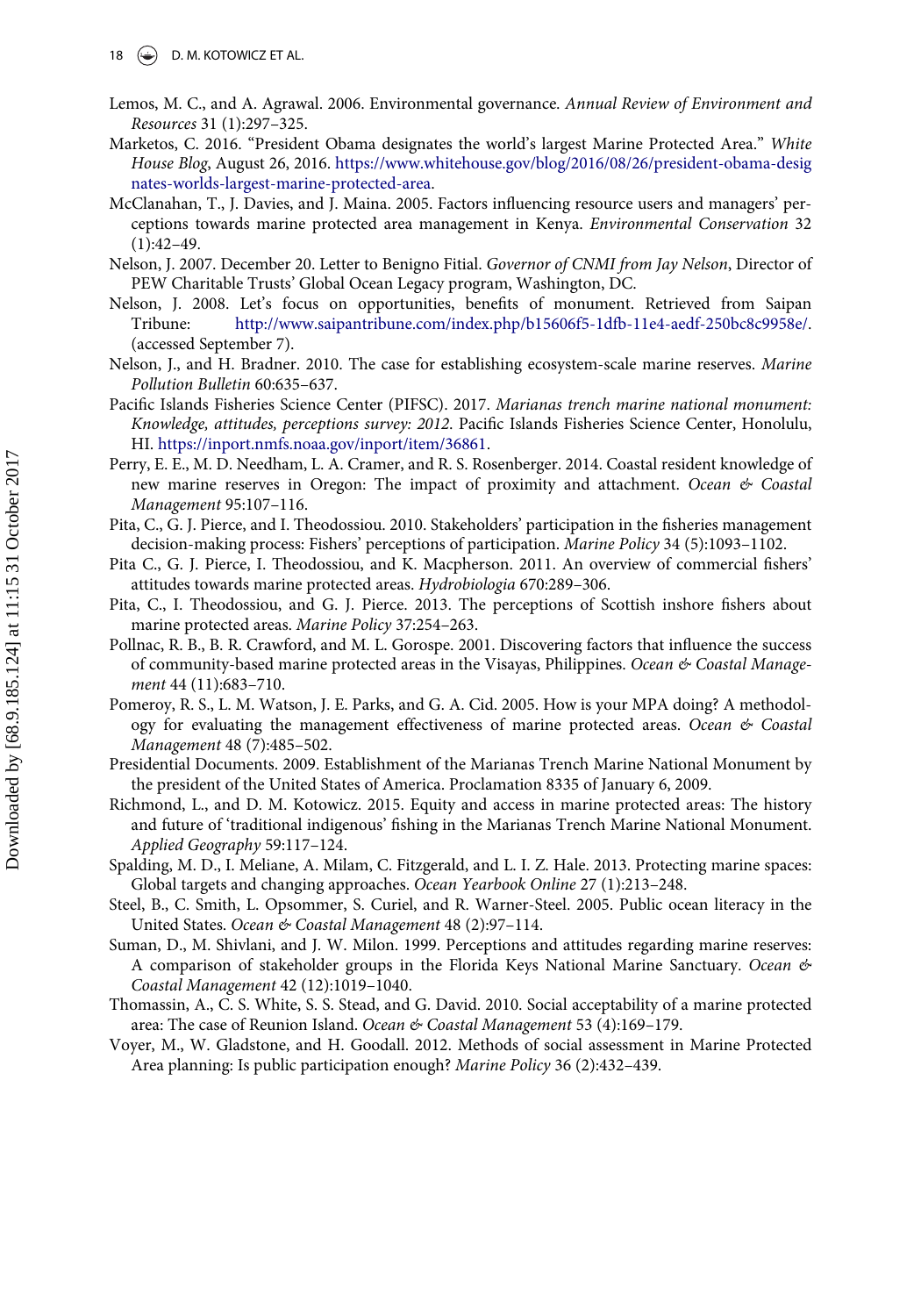Lemos, M. C., and A. Agrawal. 2006. Environmental governance. *Annual Review of Environment and Resources* 31 (1):297–325.

Marketos, C. 2016. "President Obama designates the world's largest Marine Protected Area." *White House Blog*, August 26, 2016. https://www.whitehouse.gov/blog/2016/08/26/president-obama-designates-worlds-largest-marine-protected-area.

McClanahan, T., J. Davies, and J. Maina. 2005. Factors influencing resource users and managers' perceptions towards marine protected area management in Kenya. *Environmental Conservation* 32 (1):42–49.

Nelson, J. 2007. December 20. Letter to Benigno Fitial. *Governor of CNMI from Jay Nelson*, Director of PEW Charitable Trusts' Global Ocean Legacy program, Washington, DC.

Nelson, J. 2008. Let's focus on opportunities, benefits of monument. Retrieved from Saipan Tribune: http://www.saipantribune.com/index.php/b15606f5-1dfb-11e4-aedf-250bc8c9958e/. (accessed September 7).

Nelson, J., and H. Bradner. 2010. The case for establishing ecosystem-scale marine reserves. *Marine Pollution Bulletin* 60:635–637.

Pacific Islands Fisheries Science Center (PIFSC). 2017. *Marianas trench marine national monument: Knowledge, attitudes, perceptions survey: 2012.* Pacific Islands Fisheries Science Center, Honolulu, HI. https://inport.nmfs.noaa.gov/inport/item/36861.

Perry, E. E., M. D. Needham, L. A. Cramer, and R. S. Rosenberger. 2014. Coastal resident knowledge of new marine reserves in Oregon: The impact of proximity and attachment. *Ocean & Coastal Management* 95:107–116.

Pita, C., G. J. Pierce, and I. Theodossiou. 2010. Stakeholders' participation in the fisheries management decision-making process: Fishers' perceptions of participation. *Marine Policy* 34 (5):1093–1102.

Pita C., G. J. Pierce, I. Theodossiou, and K. Macpherson. 2011. An overview of commercial fishers' attitudes towards marine protected areas. *Hydrobiologia* 670:289–306.

Pita, C., I. Theodossiou, and G. J. Pierce. 2013. The perceptions of Scottish inshore fishers about marine protected areas. *Marine Policy* 37:254–263.

Pollnac, R. B., B. R. Crawford, and M. L. Gorospe. 2001. Discovering factors that influence the success of community-based marine protected areas in the Visayas, Philippines. *Ocean & Coastal Management* 44 (11):683–710.

Pomeroy, R. S., L. M. Watson, J. E. Parks, and G. A. Cid. 2005. How is your MPA doing? A methodology for evaluating the management effectiveness of marine protected areas. *Ocean & Coastal Management* 48 (7):485–502.

Presidential Documents. 2009. Establishment of the Marianas Trench Marine National Monument by the president of the United States of America. Proclamation 8335 of January 6, 2009.

Richmond, L., and D. M. Kotowicz. 2015. Equity and access in marine protected areas: The history and future of 'traditional indigenous' fishing in the Marianas Trench Marine National Monument. *Applied Geography* 59:117–124.

Spalding, M. D., I. Meliane, A. Milam, C. Fitzgerald, and L. I. Z. Hale. 2013. Protecting marine spaces: Global targets and changing approaches. *Ocean Yearbook Online* 27 (1):213–248.

Steel, B., C. Smith, L. Opsommer, S. Curiel, and R. Warner-Steel. 2005. Public ocean literacy in the United States. *Ocean & Coastal Management* 48 (2):97–114.

Suman, D., M. Shivlani, and J. W. Milon. 1999. Perceptions and attitudes regarding marine reserves: A comparison of stakeholder groups in the Florida Keys National Marine Sanctuary. *Ocean & Coastal Management* 42 (12):1019–1040.

Thomassin, A., C. S. White, S. S. Stead, and G. David. 2010. Social acceptability of a marine protected area: The case of Reunion Island. *Ocean & Coastal Management* 53 (4):169–179.

Voyer, M., W. Gladstone, and H. Goodall. 2012. Methods of social assessment in Marine Protected Area planning: Is public participation enough? *Marine Policy* 36 (2):432–439.